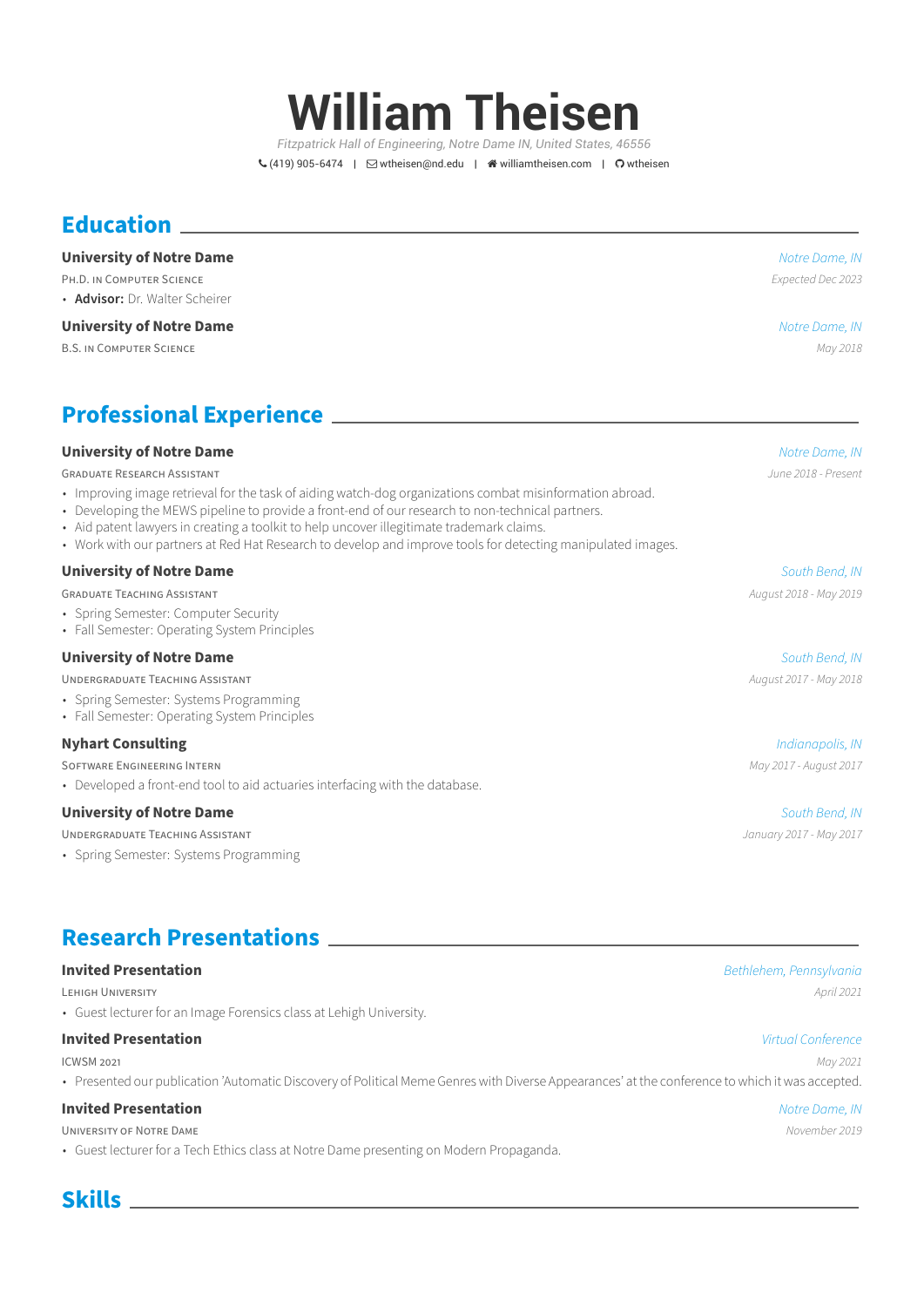# William Theisen

*Fitzpatrick Hall of Engineering, Notre Dame IN, United States, 46556*

(419) 905-6474 | wtheisen@nd.edu | williamtheisen.com | wtheisen

## Education

**University of Notre Dame** — *Notre Dame, IN*
PH.D. IN COMPUTER SCIENCE — *Expected Dec 2023*

- **Advisor:** Dr. Walter Scheirer

**University of Notre Dame** — *Notre Dame, IN*
B.S. IN COMPUTER SCIENCE — *May 2018*

## Professional Experience

**University of Notre Dame** — *Notre Dame, IN*
GRADUATE RESEARCH ASSISTANT — *June 2018 - Present*

- Improving image retrieval for the task of aiding watch-dog organizations combat misinformation abroad.
- Developing the MEWS pipeline to provide a front-end of our research to non-technical partners.
- Aid patent lawyers in creating a toolkit to help uncover illegitimate trademark claims.
- Work with our partners at Red Hat Research to develop and improve tools for detecting manipulated images.

**University of Notre Dame** — *South Bend, IN*
GRADUATE TEACHING ASSISTANT — *August 2018 - May 2019*

- Spring Semester: Computer Security
- Fall Semester: Operating System Principles

**University of Notre Dame** — *South Bend, IN*
UNDERGRADUATE TEACHING ASSISTANT — *August 2017 - May 2018*

- Spring Semester: Systems Programming
- Fall Semester: Operating System Principles

**Nyhart Consulting** — *Indianapolis, IN*
SOFTWARE ENGINEERING INTERN — *May 2017 - August 2017*

- Developed a front-end tool to aid actuaries interfacing with the database.

**University of Notre Dame** — *South Bend, IN*
UNDERGRADUATE TEACHING ASSISTANT — *January 2017 - May 2017*

- Spring Semester: Systems Programming

## Research Presentations

**Invited Presentation** — *Bethlehem, Pennsylvania*
LEHIGH UNIVERSITY — *April 2021*

- Guest lecturer for an Image Forensics class at Lehigh University.

**Invited Presentation** — *Virtual Conference*
ICWSM 2021 — *May 2021*

- Presented our publication 'Automatic Discovery of Political Meme Genres with Diverse Appearances' at the conference to which it was accepted.

**Invited Presentation** — *Notre Dame, IN*
UNIVERSITY OF NOTRE DAME — *November 2019*

- Guest lecturer for a Tech Ethics class at Notre Dame presenting on Modern Propaganda.

## Skills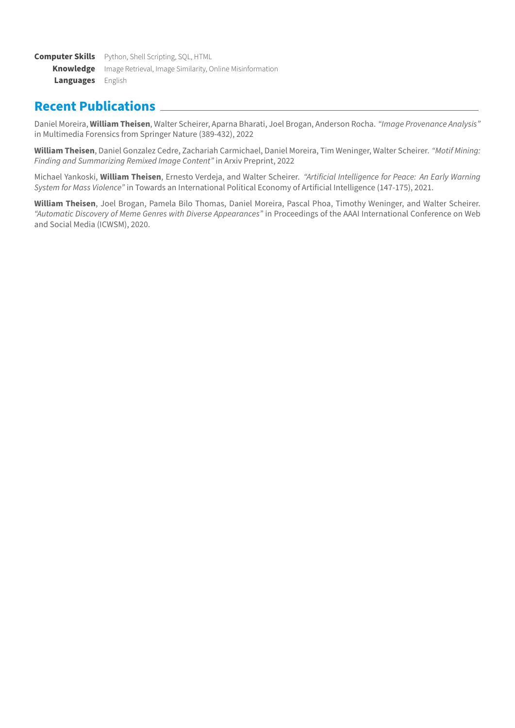**Computer Skills** Python, Shell Scripting, SQL, HTML
**Knowledge** Image Retrieval, Image Similarity, Online Misinformation
**Languages** English

## Recent Publications

Daniel Moreira, **William Theisen**, Walter Scheirer, Aparna Bharati, Joel Brogan, Anderson Rocha. *"Image Provenance Analysis"* in Multimedia Forensics from Springer Nature (389-432), 2022

**William Theisen**, Daniel Gonzalez Cedre, Zachariah Carmichael, Daniel Moreira, Tim Weninger, Walter Scheirer. *"Motif Mining: Finding and Summarizing Remixed Image Content"* in Arxiv Preprint, 2022

Michael Yankoski, **William Theisen**, Ernesto Verdeja, and Walter Scheirer. *"Artificial Intelligence for Peace: An Early Warning System for Mass Violence"* in Towards an International Political Economy of Artificial Intelligence (147-175), 2021.

**William Theisen**, Joel Brogan, Pamela Bilo Thomas, Daniel Moreira, Pascal Phoa, Timothy Weninger, and Walter Scheirer. *"Automatic Discovery of Meme Genres with Diverse Appearances"* in Proceedings of the AAAI International Conference on Web and Social Media (ICWSM), 2020.